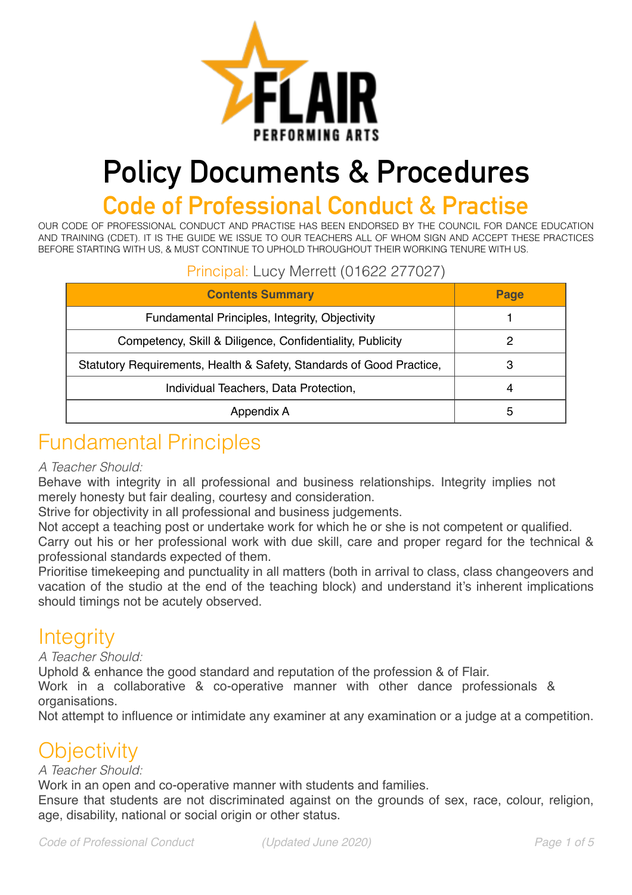# Policy Documents & Procedures

## Code of Professional Conduct & Practise

OUR CODE OF PROFESSIONAL CONDUCT AND PRACTISE HAS BEEN ENDORSED BY THE COUNCIL FOR DANCE EDUCATION AND TRAINING (CDET). IT IS THE GUIDE WE ISSUE TO OUR TEACHERS ALL OF WHOM SIGN AND ACCEPT THESE PRACTICES BEFORE STARTING WITH US, & MUST CONTINUE TO UPHOLD THROUGHOUT THEIR WORKING TENURE WITH US.

Principal: Lucy Merrett (01622 277027)

| Contents Summary | Page |
|---|---|
| Fundamental Principles, Integrity, Objectivity | 1 |
| Competency, Skill & Diligence, Confidentiality, Publicity | 2 |
| Statutory Requirements, Health & Safety, Standards of Good Practice, | 3 |
| Individual Teachers, Data Protection, | 4 |
| Appendix A | 5 |

## Fundamental Principles

*A Teacher Should:*

Behave with integrity in all professional and business relationships. Integrity implies not merely honesty but fair dealing, courtesy and consideration.

Strive for objectivity in all professional and business judgements.

Not accept a teaching post or undertake work for which he or she is not competent or qualified.

Carry out his or her professional work with due skill, care and proper regard for the technical & professional standards expected of them.

Prioritise timekeeping and punctuality in all matters (both in arrival to class, class changeovers and vacation of the studio at the end of the teaching block) and understand it's inherent implications should timings not be acutely observed.

## Integrity

*A Teacher Should:*

Uphold & enhance the good standard and reputation of the profession & of Flair.

Work in a collaborative & co-operative manner with other dance professionals & organisations.

Not attempt to influence or intimidate any examiner at any examination or a judge at a competition.

## Objectivity

*A Teacher Should:*

Work in an open and co-operative manner with students and families.

Ensure that students are not discriminated against on the grounds of sex, race, colour, religion, age, disability, national or social origin or other status.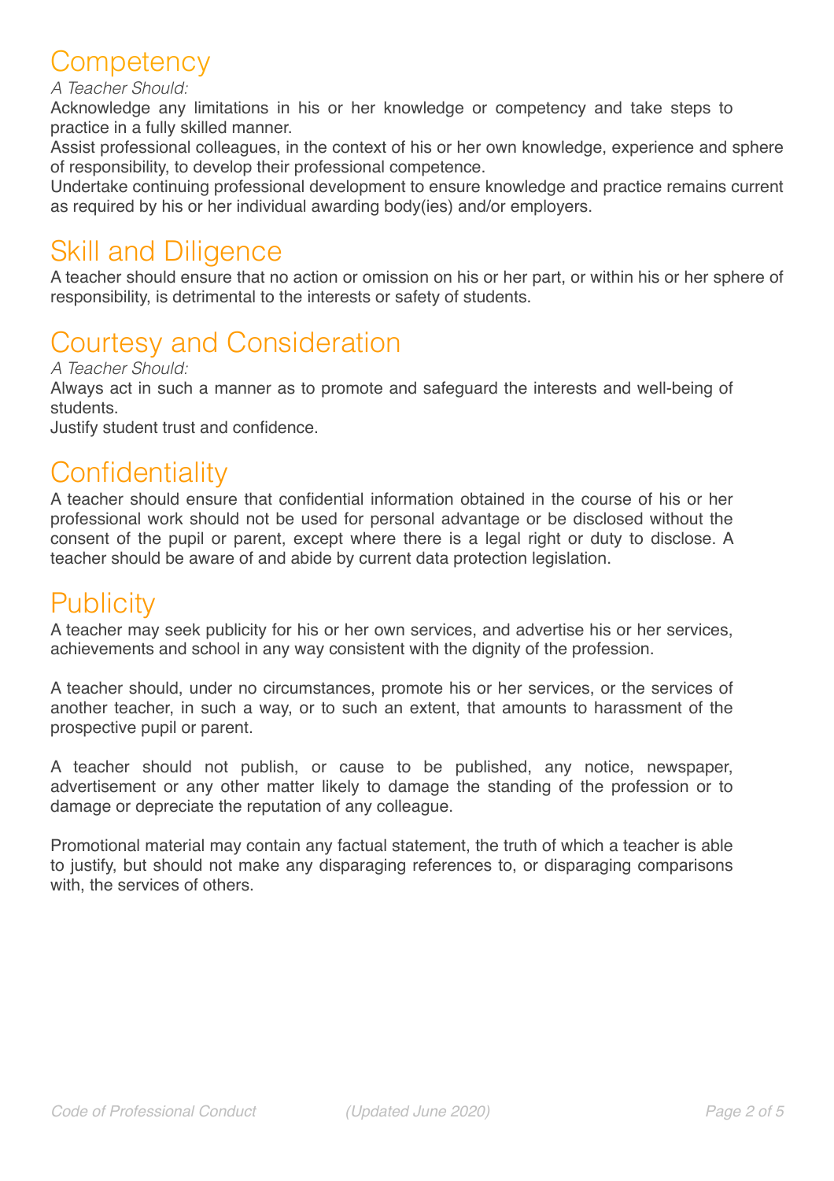## Competency

*A Teacher Should:*

Acknowledge any limitations in his or her knowledge or competency and take steps to practice in a fully skilled manner.

Assist professional colleagues, in the context of his or her own knowledge, experience and sphere of responsibility, to develop their professional competence.

Undertake continuing professional development to ensure knowledge and practice remains current as required by his or her individual awarding body(ies) and/or employers.

## Skill and Diligence

A teacher should ensure that no action or omission on his or her part, or within his or her sphere of responsibility, is detrimental to the interests or safety of students.

## Courtesy and Consideration

*A Teacher Should:*

Always act in such a manner as to promote and safeguard the interests and well-being of students.

Justify student trust and confidence.

## Confidentiality

A teacher should ensure that confidential information obtained in the course of his or her professional work should not be used for personal advantage or be disclosed without the consent of the pupil or parent, except where there is a legal right or duty to disclose. A teacher should be aware of and abide by current data protection legislation.

## Publicity

A teacher may seek publicity for his or her own services, and advertise his or her services, achievements and school in any way consistent with the dignity of the profession.

A teacher should, under no circumstances, promote his or her services, or the services of another teacher, in such a way, or to such an extent, that amounts to harassment of the prospective pupil or parent.

A teacher should not publish, or cause to be published, any notice, newspaper, advertisement or any other matter likely to damage the standing of the profession or to damage or depreciate the reputation of any colleague.

Promotional material may contain any factual statement, the truth of which a teacher is able to justify, but should not make any disparaging references to, or disparaging comparisons with, the services of others.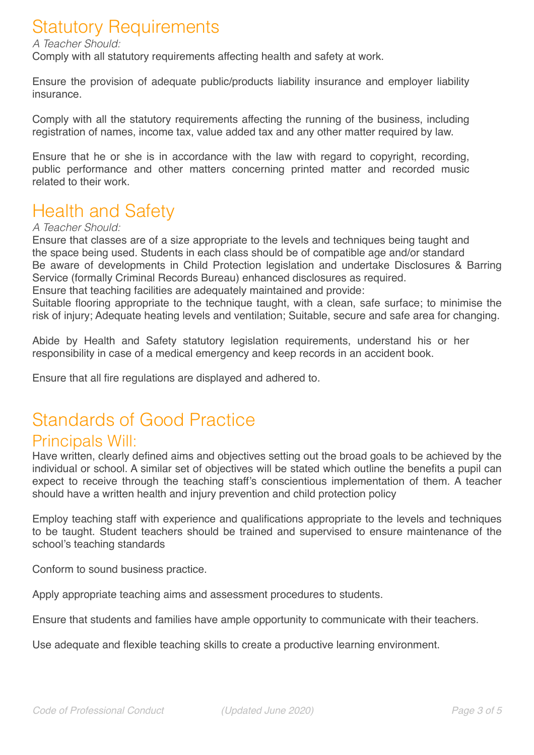## Statutory Requirements

*A Teacher Should:*
Comply with all statutory requirements affecting health and safety at work.

Ensure the provision of adequate public/products liability insurance and employer liability insurance.

Comply with all the statutory requirements affecting the running of the business, including registration of names, income tax, value added tax and any other matter required by law.

Ensure that he or she is in accordance with the law with regard to copyright, recording, public performance and other matters concerning printed matter and recorded music related to their work.

## Health and Safety

*A Teacher Should:*
Ensure that classes are of a size appropriate to the levels and techniques being taught and the space being used. Students in each class should be of compatible age and/or standard
Be aware of developments in Child Protection legislation and undertake Disclosures & Barring Service (formally Criminal Records Bureau) enhanced disclosures as required.
Ensure that teaching facilities are adequately maintained and provide:
Suitable flooring appropriate to the technique taught, with a clean, safe surface; to minimise the risk of injury; Adequate heating levels and ventilation; Suitable, secure and safe area for changing.

Abide by Health and Safety statutory legislation requirements, understand his or her responsibility in case of a medical emergency and keep records in an accident book.

Ensure that all fire regulations are displayed and adhered to.

## Standards of Good Practice

### Principals Will:

Have written, clearly defined aims and objectives setting out the broad goals to be achieved by the individual or school. A similar set of objectives will be stated which outline the benefits a pupil can expect to receive through the teaching staff's conscientious implementation of them. A teacher should have a written health and injury prevention and child protection policy

Employ teaching staff with experience and qualifications appropriate to the levels and techniques to be taught. Student teachers should be trained and supervised to ensure maintenance of the school's teaching standards

Conform to sound business practice.

Apply appropriate teaching aims and assessment procedures to students.

Ensure that students and families have ample opportunity to communicate with their teachers.

Use adequate and flexible teaching skills to create a productive learning environment.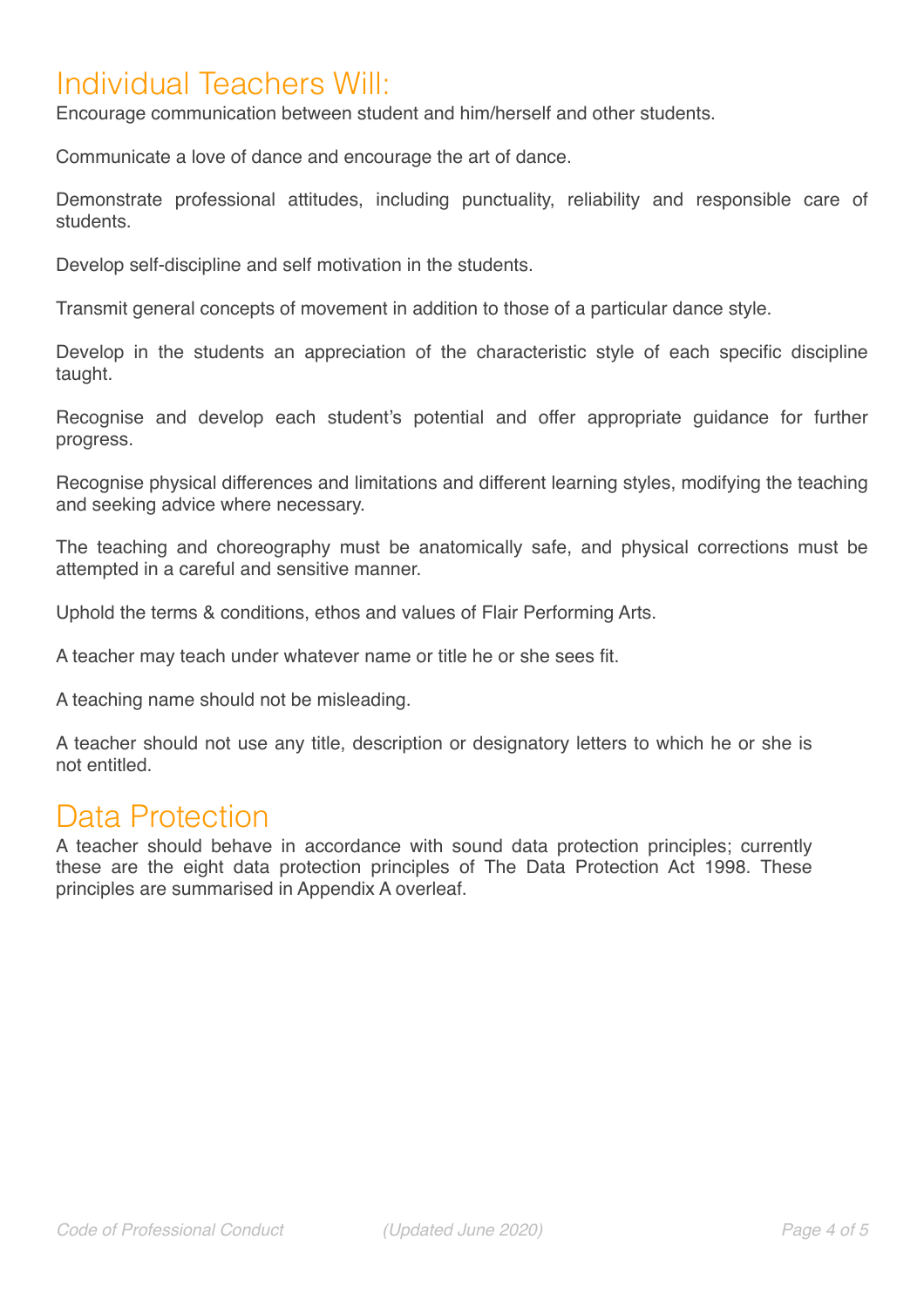## Individual Teachers Will:

Encourage communication between student and him/herself and other students.

Communicate a love of dance and encourage the art of dance.

Demonstrate professional attitudes, including punctuality, reliability and responsible care of students.

Develop self-discipline and self motivation in the students.

Transmit general concepts of movement in addition to those of a particular dance style.

Develop in the students an appreciation of the characteristic style of each specific discipline taught.

Recognise and develop each student's potential and offer appropriate guidance for further progress.

Recognise physical differences and limitations and different learning styles, modifying the teaching and seeking advice where necessary.

The teaching and choreography must be anatomically safe, and physical corrections must be attempted in a careful and sensitive manner.

Uphold the terms & conditions, ethos and values of Flair Performing Arts.

A teacher may teach under whatever name or title he or she sees fit.

A teaching name should not be misleading.

A teacher should not use any title, description or designatory letters to which he or she is not entitled.

## Data Protection

A teacher should behave in accordance with sound data protection principles; currently these are the eight data protection principles of The Data Protection Act 1998. These principles are summarised in Appendix A overleaf.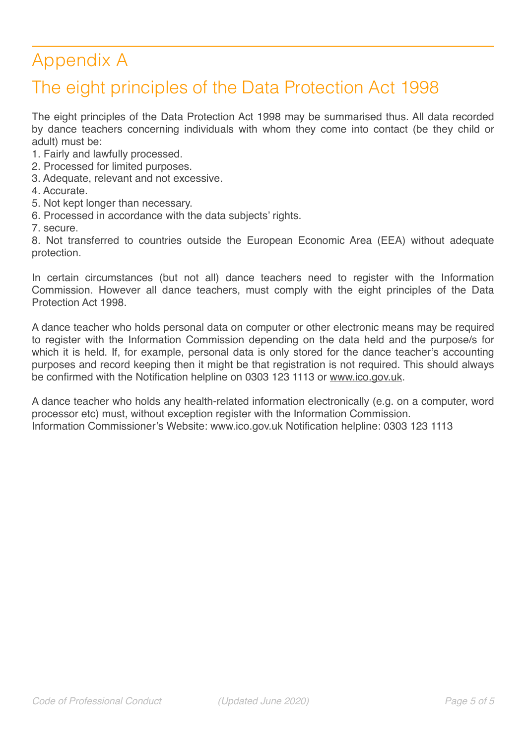# Appendix A

## The eight principles of the Data Protection Act 1998

The eight principles of the Data Protection Act 1998 may be summarised thus. All data recorded by dance teachers concerning individuals with whom they come into contact (be they child or adult) must be:

1. Fairly and lawfully processed.
2. Processed for limited purposes.
3. Adequate, relevant and not excessive.
4. Accurate.
5. Not kept longer than necessary.
6. Processed in accordance with the data subjects' rights.
7. secure.
8. Not transferred to countries outside the European Economic Area (EEA) without adequate protection.

In certain circumstances (but not all) dance teachers need to register with the Information Commission. However all dance teachers, must comply with the eight principles of the Data Protection Act 1998.

A dance teacher who holds personal data on computer or other electronic means may be required to register with the Information Commission depending on the data held and the purpose/s for which it is held. If, for example, personal data is only stored for the dance teacher's accounting purposes and record keeping then it might be that registration is not required. This should always be confirmed with the Notification helpline on 0303 123 1113 or www.ico.gov.uk.

A dance teacher who holds any health-related information electronically (e.g. on a computer, word processor etc) must, without exception register with the Information Commission.
Information Commissioner's Website: www.ico.gov.uk Notification helpline: 0303 123 1113